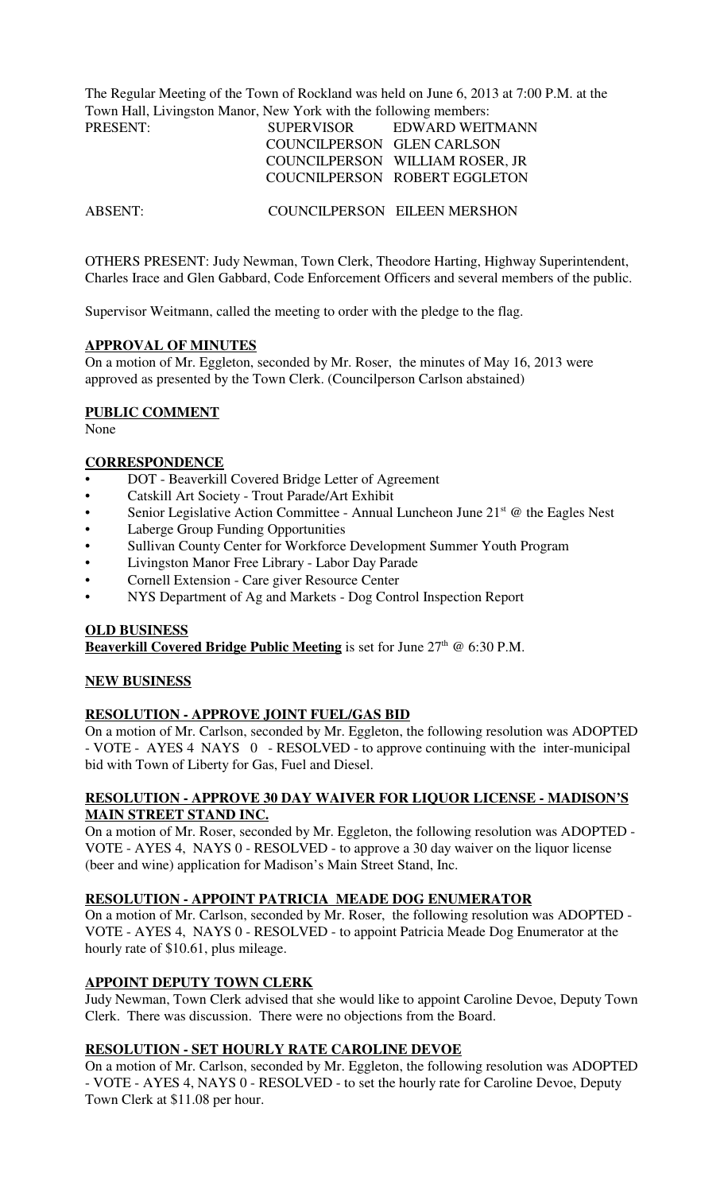The Regular Meeting of the Town of Rockland was held on June 6, 2013 at 7:00 P.M. at the Town Hall, Livingston Manor, New York with the following members:

| | | |
|---|---|---|
| PRESENT: | SUPERVISOR | EDWARD WEITMANN |
| | COUNCILPERSON | GLEN CARLSON |
| | COUNCILPERSON | WILLIAM ROSER, JR |
| | COUCNILPERSON | ROBERT EGGLETON |
| ABSENT: | COUNCILPERSON | EILEEN MERSHON |

OTHERS PRESENT: Judy Newman, Town Clerk, Theodore Harting, Highway Superintendent, Charles Irace and Glen Gabbard, Code Enforcement Officers and several members of the public.

Supervisor Weitmann, called the meeting to order with the pledge to the flag.

**APPROVAL OF MINUTES**

On a motion of Mr. Eggleton, seconded by Mr. Roser, the minutes of May 16, 2013 were approved as presented by the Town Clerk. (Councilperson Carlson abstained)

**PUBLIC COMMENT**

None

**CORRESPONDENCE**

- DOT - Beaverkill Covered Bridge Letter of Agreement
- Catskill Art Society - Trout Parade/Art Exhibit
- Senior Legislative Action Committee - Annual Luncheon June 21st @ the Eagles Nest
- Laberge Group Funding Opportunities
- Sullivan County Center for Workforce Development Summer Youth Program
- Livingston Manor Free Library - Labor Day Parade
- Cornell Extension - Care giver Resource Center
- NYS Department of Ag and Markets - Dog Control Inspection Report

**OLD BUSINESS**

**Beaverkill Covered Bridge Public Meeting** is set for June 27th @ 6:30 P.M.

**NEW BUSINESS**

**RESOLUTION - APPROVE JOINT FUEL/GAS BID**

On a motion of Mr. Carlson, seconded by Mr. Eggleton, the following resolution was ADOPTED - VOTE - AYES 4 NAYS 0 - RESOLVED - to approve continuing with the inter-municipal bid with Town of Liberty for Gas, Fuel and Diesel.

**RESOLUTION - APPROVE 30 DAY WAIVER FOR LIQUOR LICENSE - MADISON'S MAIN STREET STAND INC.**

On a motion of Mr. Roser, seconded by Mr. Eggleton, the following resolution was ADOPTED - VOTE - AYES 4, NAYS 0 - RESOLVED - to approve a 30 day waiver on the liquor license (beer and wine) application for Madison's Main Street Stand, Inc.

**RESOLUTION - APPOINT PATRICIA MEADE DOG ENUMERATOR**

On a motion of Mr. Carlson, seconded by Mr. Roser, the following resolution was ADOPTED - VOTE - AYES 4, NAYS 0 - RESOLVED - to appoint Patricia Meade Dog Enumerator at the hourly rate of $10.61, plus mileage.

**APPOINT DEPUTY TOWN CLERK**

Judy Newman, Town Clerk advised that she would like to appoint Caroline Devoe, Deputy Town Clerk. There was discussion. There were no objections from the Board.

**RESOLUTION - SET HOURLY RATE CAROLINE DEVOE**

On a motion of Mr. Carlson, seconded by Mr. Eggleton, the following resolution was ADOPTED - VOTE - AYES 4, NAYS 0 - RESOLVED - to set the hourly rate for Caroline Devoe, Deputy Town Clerk at $11.08 per hour.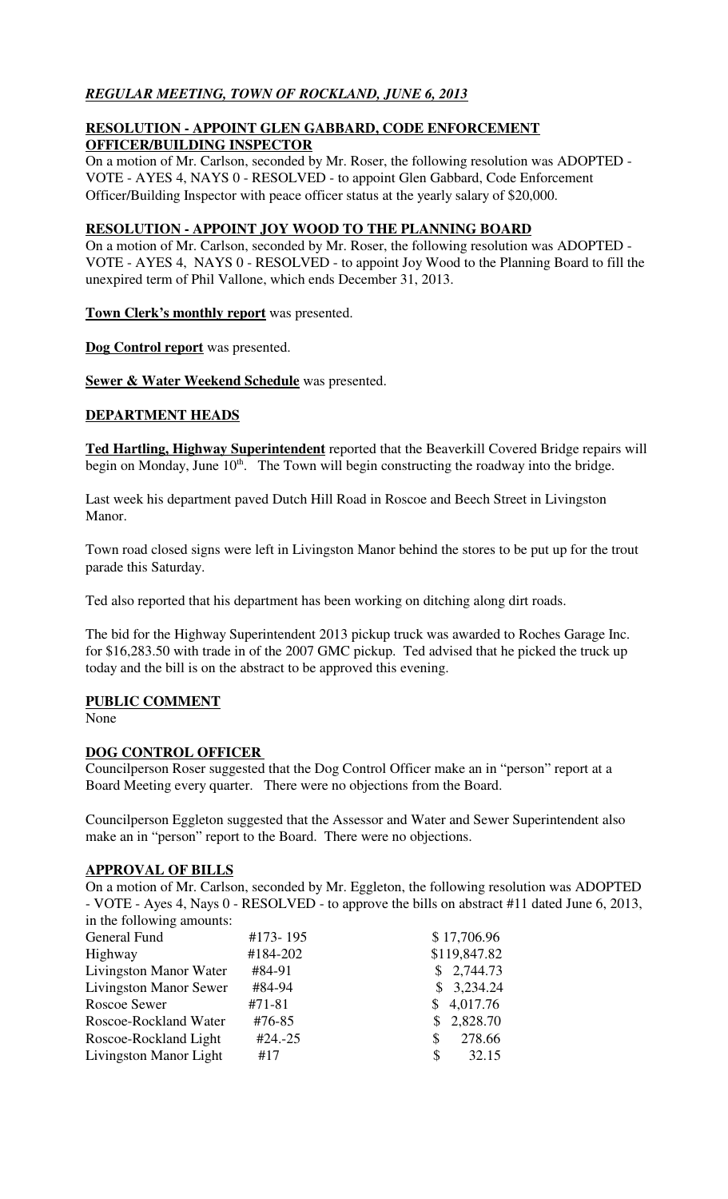## *REGULAR MEETING, TOWN OF ROCKLAND, JUNE 6, 2013*

### RESOLUTION - APPOINT GLEN GABBARD, CODE ENFORCEMENT OFFICER/BUILDING INSPECTOR

On a motion of Mr. Carlson, seconded by Mr. Roser, the following resolution was ADOPTED - VOTE - AYES 4, NAYS 0 - RESOLVED - to appoint Glen Gabbard, Code Enforcement Officer/Building Inspector with peace officer status at the yearly salary of $20,000.

### RESOLUTION - APPOINT JOY WOOD TO THE PLANNING BOARD

On a motion of Mr. Carlson, seconded by Mr. Roser, the following resolution was ADOPTED - VOTE - AYES 4, NAYS 0 - RESOLVED - to appoint Joy Wood to the Planning Board to fill the unexpired term of Phil Vallone, which ends December 31, 2013.

**Town Clerk's monthly report** was presented.

**Dog Control report** was presented.

**Sewer & Water Weekend Schedule** was presented.

### DEPARTMENT HEADS

**Ted Hartling, Highway Superintendent** reported that the Beaverkill Covered Bridge repairs will begin on Monday, June 10th. The Town will begin constructing the roadway into the bridge.

Last week his department paved Dutch Hill Road in Roscoe and Beech Street in Livingston Manor.

Town road closed signs were left in Livingston Manor behind the stores to be put up for the trout parade this Saturday.

Ted also reported that his department has been working on ditching along dirt roads.

The bid for the Highway Superintendent 2013 pickup truck was awarded to Roches Garage Inc. for $16,283.50 with trade in of the 2007 GMC pickup. Ted advised that he picked the truck up today and the bill is on the abstract to be approved this evening.

### PUBLIC COMMENT

None

### DOG CONTROL OFFICER

Councilperson Roser suggested that the Dog Control Officer make an in "person" report at a Board Meeting every quarter. There were no objections from the Board.

Councilperson Eggleton suggested that the Assessor and Water and Sewer Superintendent also make an in "person" report to the Board. There were no objections.

### APPROVAL OF BILLS

On a motion of Mr. Carlson, seconded by Mr. Eggleton, the following resolution was ADOPTED - VOTE - Ayes 4, Nays 0 - RESOLVED - to approve the bills on abstract #11 dated June 6, 2013, in the following amounts:

| | | |
|---|---|---|
| General Fund | #173- 195 | $ 17,706.96 |
| Highway | #184-202 | $119,847.82 |
| Livingston Manor Water | #84-91 | $ 2,744.73 |
| Livingston Manor Sewer | #84-94 | $ 3,234.24 |
| Roscoe Sewer | #71-81 | $ 4,017.76 |
| Roscoe-Rockland Water | #76-85 | $ 2,828.70 |
| Roscoe-Rockland Light | #24.-25 | $ 278.66 |
| Livingston Manor Light | #17 | $ 32.15 |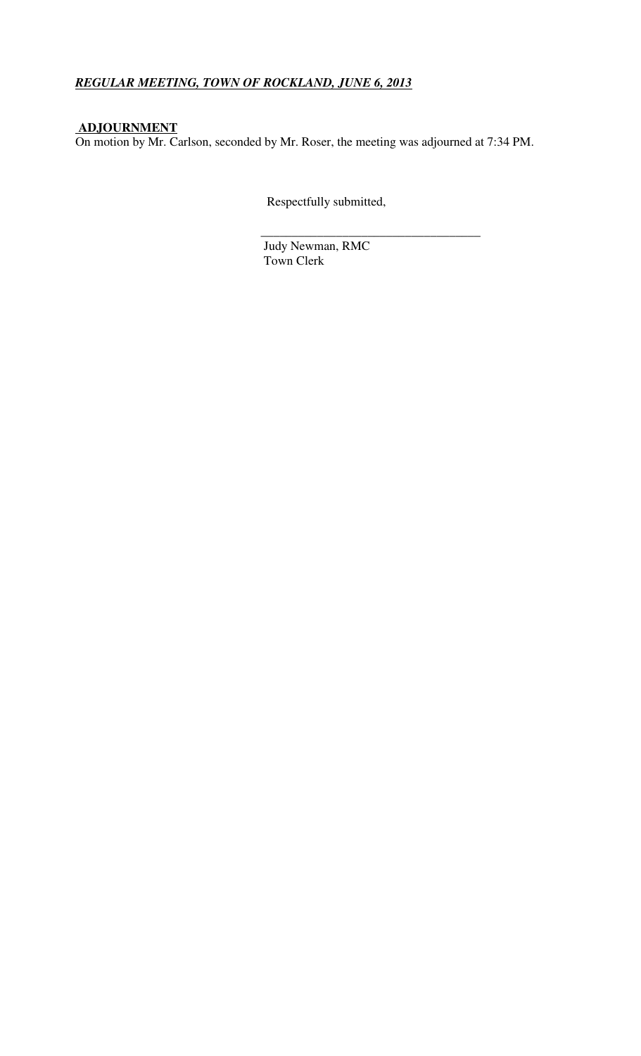***REGULAR MEETING, TOWN OF ROCKLAND, JUNE 6, 2013***

**ADJOURNMENT**

On motion by Mr. Carlson, seconded by Mr. Roser, the meeting was adjourned at 7:34 PM.

Respectfully submitted,

___________________________________

Judy Newman, RMC
Town Clerk